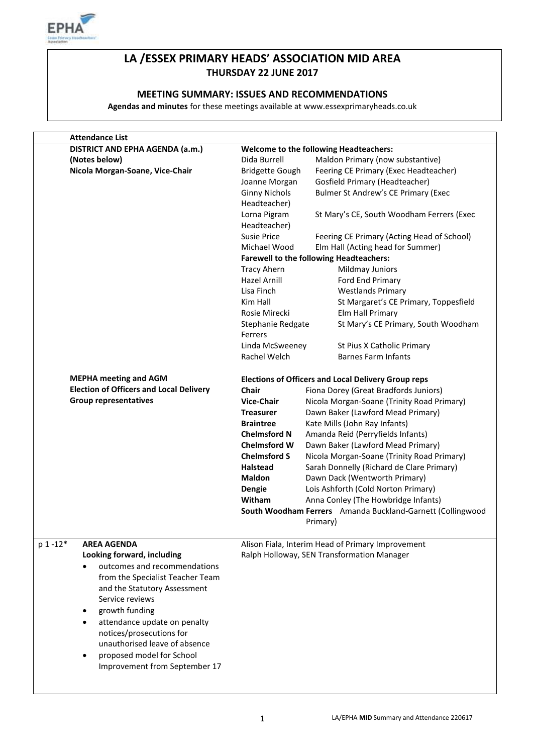# LA /ESSEX PRIMARY HEADS' ASSOCIATION MID AREA

**THURSDAY 22 JUNE 2017**

## MEETING SUMMARY: ISSUES AND RECOMMENDATIONS

**Agendas and minutes** for these meetings available at www.essexprimaryheads.co.uk

| | **Attendance List** | |
|---|---|---|
| | **DISTRICT AND EPHA AGENDA (a.m.) (Notes below)**<br>**Nicola Morgan-Soane, Vice-Chair** | **Welcome to the following Headteachers:**<br>Dida Burrell – Maldon Primary (now substantive)<br>Bridgette Gough – Feering CE Primary (Exec Headteacher)<br>Joanne Morgan – Gosfield Primary (Headteacher)<br>Ginny Nichols – Bulmer St Andrew's CE Primary (Exec Headteacher)<br>Lorna Pigram – St Mary's CE, South Woodham Ferrers (Exec Headteacher)<br>Susie Price – Feering CE Primary (Acting Head of School)<br>Michael Wood – Elm Hall (Acting head for Summer)<br>**Farewell to the following Headteachers:**<br>Tracy Ahern – Mildmay Juniors<br>Hazel Arnill – Ford End Primary<br>Lisa Finch – Westlands Primary<br>Kim Hall – St Margaret's CE Primary, Toppesfield<br>Rosie Mirecki – Elm Hall Primary<br>Stephanie Redgate – St Mary's CE Primary, South Woodham Ferrers<br>Linda McSweeney – St Pius X Catholic Primary<br>Rachel Welch – Barnes Farm Infants |
| | **MEPHA meeting and AGM**<br>**Election of Officers and Local Delivery Group representatives** | **Elections of Officers and Local Delivery Group reps**<br>**Chair** – Fiona Dorey (Great Bradfords Juniors)<br>**Vice-Chair** – Nicola Morgan-Soane (Trinity Road Primary)<br>**Treasurer** – Dawn Baker (Lawford Mead Primary)<br>**Braintree** – Kate Mills (John Ray Infants)<br>**Chelmsford N** – Amanda Reid (Perryfields Infants)<br>**Chelmsford W** – Dawn Baker (Lawford Mead Primary)<br>**Chelmsford S** – Nicola Morgan-Soane (Trinity Road Primary)<br>**Halstead** – Sarah Donnelly (Richard de Clare Primary)<br>**Maldon** – Dawn Dack (Wentworth Primary)<br>**Dengie** – Lois Ashforth (Cold Norton Primary)<br>**Witham** – Anna Conley (The Howbridge Infants)<br>**South Woodham Ferrers** – Amanda Buckland-Garnett (Collingwood Primary) |
| p 1 -12* | **AREA AGENDA**<br>**Looking forward, including**<br>• outcomes and recommendations from the Specialist Teacher Team and the Statutory Assessment Service reviews<br>• growth funding<br>• attendance update on penalty notices/prosecutions for unauthorised leave of absence<br>• proposed model for School Improvement from September 17 | Alison Fiala, Interim Head of Primary Improvement<br>Ralph Holloway, SEN Transformation Manager |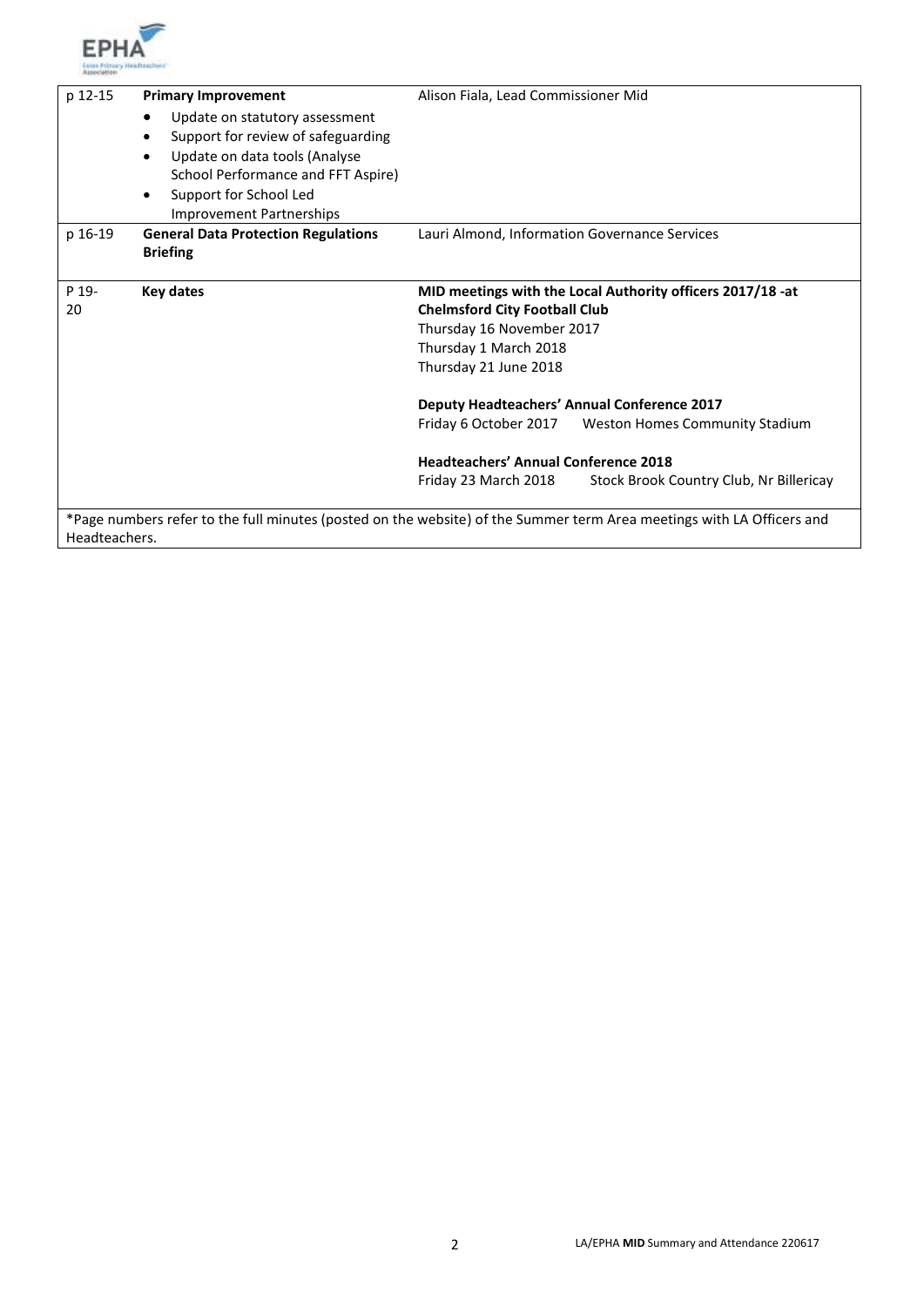| | | |
|---|---|---|
| p 12-15 | **Primary Improvement**<br>• Update on statutory assessment<br>• Support for review of safeguarding<br>• Update on data tools (Analyse School Performance and FFT Aspire)<br>• Support for School Led Improvement Partnerships | Alison Fiala, Lead Commissioner Mid |
| p 16-19 | **General Data Protection Regulations Briefing** | Lauri Almond, Information Governance Services |
| P 19-20 | **Key dates** | **MID meetings with the Local Authority officers 2017/18 -at Chelmsford City Football Club**<br>Thursday 16 November 2017<br>Thursday 1 March 2018<br>Thursday 21 June 2018<br><br>**Deputy Headteachers' Annual Conference 2017**<br>Friday 6 October 2017 Weston Homes Community Stadium<br><br>**Headteachers' Annual Conference 2018**<br>Friday 23 March 2018 Stock Brook Country Club, Nr Billericay |

*Page numbers refer to the full minutes (posted on the website) of the Summer term Area meetings with LA Officers and Headteachers.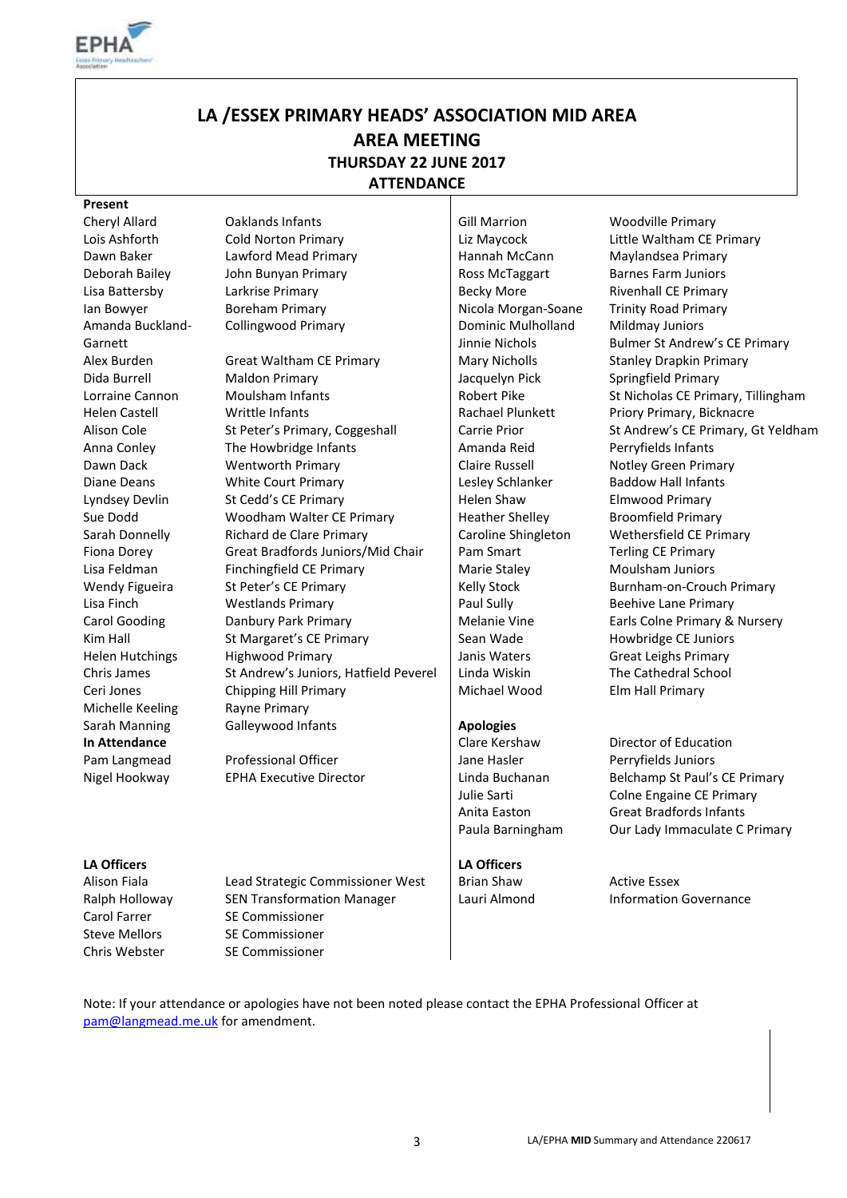# LA /ESSEX PRIMARY HEADS' ASSOCIATION MID AREA

## AREA MEETING

### THURSDAY 22 JUNE 2017

### ATTENDANCE

**Present**

| Name | School |
|---|---|
| Cheryl Allard | Oaklands Infants |
| Lois Ashforth | Cold Norton Primary |
| Dawn Baker | Lawford Mead Primary |
| Deborah Bailey | John Bunyan Primary |
| Lisa Battersby | Larkrise Primary |
| Ian Bowyer | Boreham Primary |
| Amanda Buckland-Garnett | Collingwood Primary |
| Alex Burden | Great Waltham CE Primary |
| Dida Burrell | Maldon Primary |
| Lorraine Cannon | Moulsham Infants |
| Helen Castell | Writtle Infants |
| Alison Cole | St Peter's Primary, Coggeshall |
| Anna Conley | The Howbridge Infants |
| Dawn Dack | Wentworth Primary |
| Diane Deans | White Court Primary |
| Lyndsey Devlin | St Cedd's CE Primary |
| Sue Dodd | Woodham Walter CE Primary |
| Sarah Donnelly | Richard de Clare Primary |
| Fiona Dorey | Great Bradfords Juniors/Mid Chair |
| Lisa Feldman | Finchingfield CE Primary |
| Wendy Figueira | St Peter's CE Primary |
| Lisa Finch | Westlands Primary |
| Carol Gooding | Danbury Park Primary |
| Kim Hall | St Margaret's CE Primary |
| Helen Hutchings | Highwood Primary |
| Chris James | St Andrew's Juniors, Hatfield Peverel |
| Ceri Jones | Chipping Hill Primary |
| Michelle Keeling | Rayne Primary |
| Sarah Manning | Galleywood Infants |
| Gill Marrion | Woodville Primary |
| Liz Maycock | Little Waltham CE Primary |
| Hannah McCann | Maylandsea Primary |
| Ross McTaggart | Barnes Farm Juniors |
| Becky More | Rivenhall CE Primary |
| Nicola Morgan-Soane | Trinity Road Primary |
| Dominic Mulholland | Mildmay Juniors |
| Jinnie Nichols | Bulmer St Andrew's CE Primary |
| Mary Nicholls | Stanley Drapkin Primary |
| Jacquelyn Pick | Springfield Primary |
| Robert Pike | St Nicholas CE Primary, Tillingham |
| Rachael Plunkett | Priory Primary, Bicknacre |
| Carrie Prior | St Andrew's CE Primary, Gt Yeldham |
| Amanda Reid | Perryfields Infants |
| Claire Russell | Notley Green Primary |
| Lesley Schlanker | Baddow Hall Infants |
| Helen Shaw | Elmwood Primary |
| Heather Shelley | Broomfield Primary |
| Caroline Shingleton | Wethersfield CE Primary |
| Pam Smart | Terling CE Primary |
| Marie Staley | Moulsham Juniors |
| Kelly Stock | Burnham-on-Crouch Primary |
| Paul Sully | Beehive Lane Primary |
| Melanie Vine | Earls Colne Primary & Nursery |
| Sean Wade | Howbridge CE Juniors |
| Janis Waters | Great Leighs Primary |
| Linda Wiskin | The Cathedral School |
| Michael Wood | Elm Hall Primary |

**In Attendance**

| Name | Role |
|---|---|
| Pam Langmead | Professional Officer |
| Nigel Hookway | EPHA Executive Director |

**Apologies**

| Name | School/Role |
|---|---|
| Clare Kershaw | Director of Education |
| Jane Hasler | Perryfields Juniors |
| Linda Buchanan | Belchamp St Paul's CE Primary |
| Julie Sarti | Colne Engaine CE Primary |
| Anita Easton | Great Bradfords Infants |
| Paula Barningham | Our Lady Immaculate C Primary |

**LA Officers**

| Name | Role |
|---|---|
| Alison Fiala | Lead Strategic Commissioner West |
| Ralph Holloway | SEN Transformation Manager |
| Carol Farrer | SE Commissioner |
| Steve Mellors | SE Commissioner |
| Chris Webster | SE Commissioner |
| Brian Shaw | Active Essex |
| Lauri Almond | Information Governance |

Note: If your attendance or apologies have not been noted please contact the EPHA Professional Officer at pam@langmead.me.uk for amendment.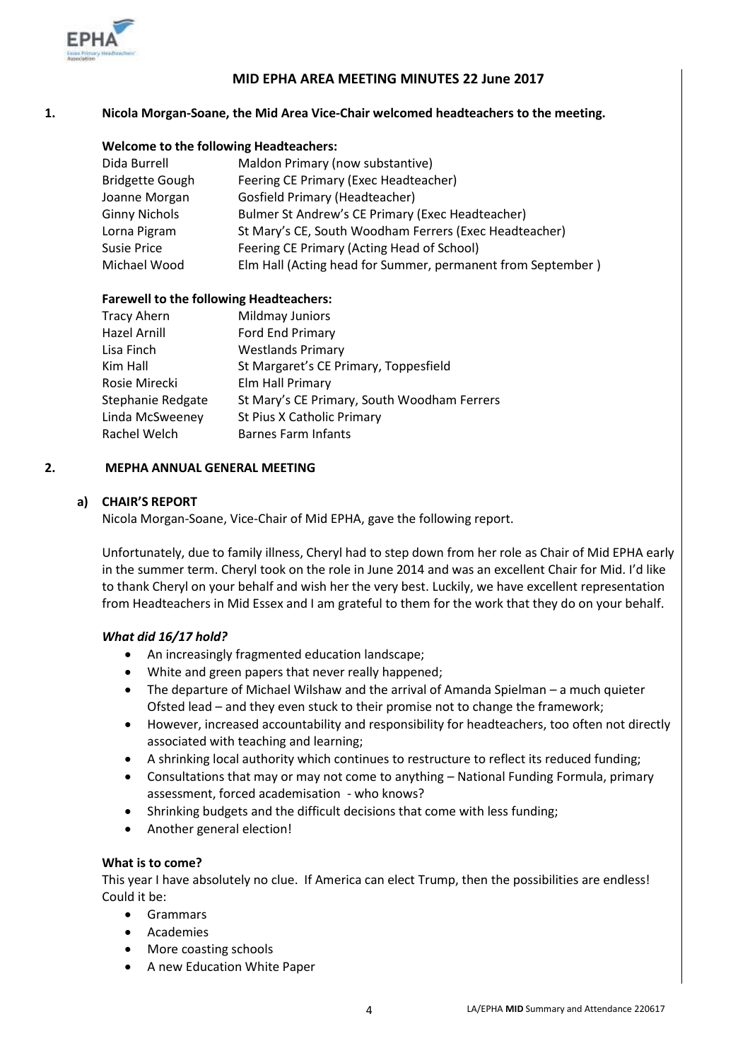# MID EPHA AREA MEETING MINUTES 22 June 2017

## 1. Nicola Morgan-Soane, the Mid Area Vice-Chair welcomed headteachers to the meeting.

**Welcome to the following Headteachers:**

| | |
|---|---|
| Dida Burrell | Maldon Primary (now substantive) |
| Bridgette Gough | Feering CE Primary (Exec Headteacher) |
| Joanne Morgan | Gosfield Primary (Headteacher) |
| Ginny Nichols | Bulmer St Andrew's CE Primary (Exec Headteacher) |
| Lorna Pigram | St Mary's CE, South Woodham Ferrers (Exec Headteacher) |
| Susie Price | Feering CE Primary (Acting Head of School) |
| Michael Wood | Elm Hall (Acting head for Summer, permanent from September ) |

**Farewell to the following Headteachers:**

| | |
|---|---|
| Tracy Ahern | Mildmay Juniors |
| Hazel Arnill | Ford End Primary |
| Lisa Finch | Westlands Primary |
| Kim Hall | St Margaret's CE Primary, Toppesfield |
| Rosie Mirecki | Elm Hall Primary |
| Stephanie Redgate | St Mary's CE Primary, South Woodham Ferrers |
| Linda McSweeney | St Pius X Catholic Primary |
| Rachel Welch | Barnes Farm Infants |

## 2. MEPHA ANNUAL GENERAL MEETING

### a) CHAIR'S REPORT

Nicola Morgan-Soane, Vice-Chair of Mid EPHA, gave the following report.

Unfortunately, due to family illness, Cheryl had to step down from her role as Chair of Mid EPHA early in the summer term. Cheryl took on the role in June 2014 and was an excellent Chair for Mid. I'd like to thank Cheryl on your behalf and wish her the very best. Luckily, we have excellent representation from Headteachers in Mid Essex and I am grateful to them for the work that they do on your behalf.

***What did 16/17 hold?***

- An increasingly fragmented education landscape;
- White and green papers that never really happened;
- The departure of Michael Wilshaw and the arrival of Amanda Spielman – a much quieter Ofsted lead – and they even stuck to their promise not to change the framework;
- However, increased accountability and responsibility for headteachers, too often not directly associated with teaching and learning;
- A shrinking local authority which continues to restructure to reflect its reduced funding;
- Consultations that may or may not come to anything – National Funding Formula, primary assessment, forced academisation - who knows?
- Shrinking budgets and the difficult decisions that come with less funding;
- Another general election!

**What is to come?**

This year I have absolutely no clue. If America can elect Trump, then the possibilities are endless! Could it be:

- Grammars
- Academies
- More coasting schools
- A new Education White Paper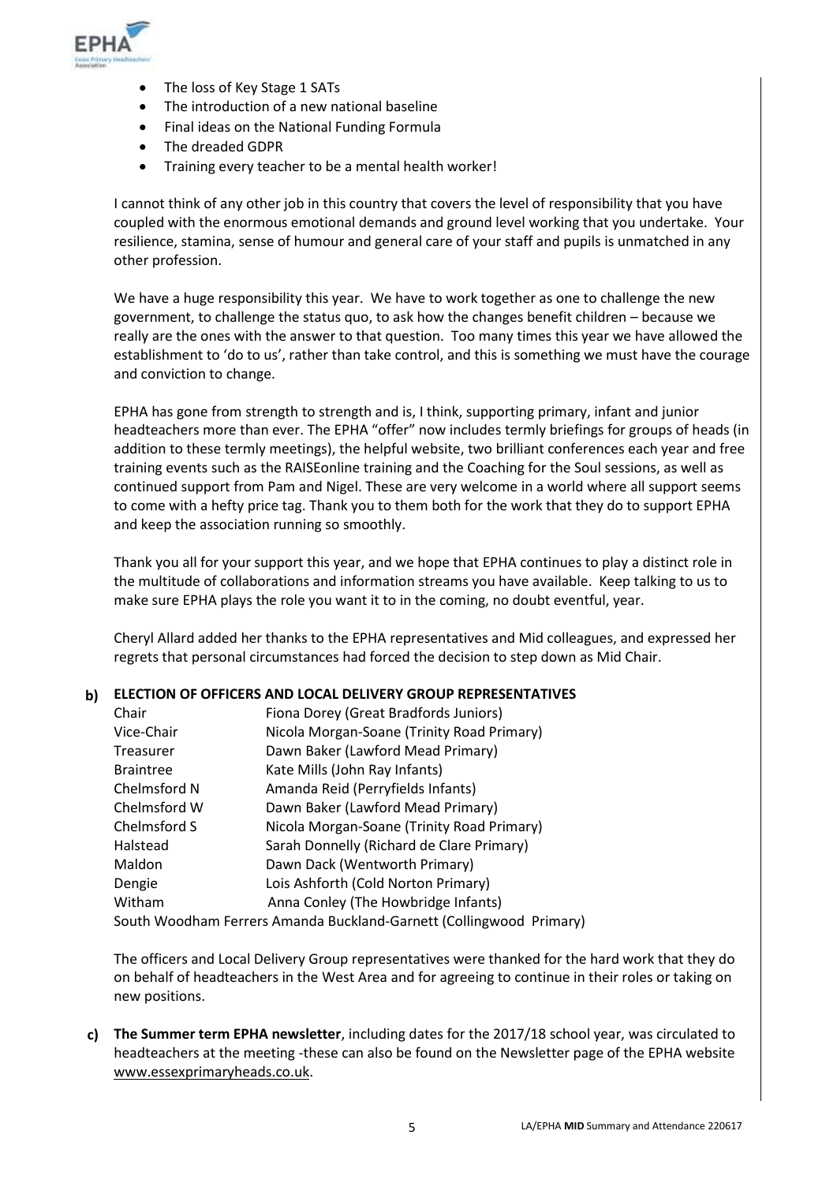- The loss of Key Stage 1 SATs
- The introduction of a new national baseline
- Final ideas on the National Funding Formula
- The dreaded GDPR
- Training every teacher to be a mental health worker!

I cannot think of any other job in this country that covers the level of responsibility that you have coupled with the enormous emotional demands and ground level working that you undertake. Your resilience, stamina, sense of humour and general care of your staff and pupils is unmatched in any other profession.

We have a huge responsibility this year. We have to work together as one to challenge the new government, to challenge the status quo, to ask how the changes benefit children – because we really are the ones with the answer to that question. Too many times this year we have allowed the establishment to 'do to us', rather than take control, and this is something we must have the courage and conviction to change.

EPHA has gone from strength to strength and is, I think, supporting primary, infant and junior headteachers more than ever. The EPHA "offer" now includes termly briefings for groups of heads (in addition to these termly meetings), the helpful website, two brilliant conferences each year and free training events such as the RAISEonline training and the Coaching for the Soul sessions, as well as continued support from Pam and Nigel. These are very welcome in a world where all support seems to come with a hefty price tag. Thank you to them both for the work that they do to support EPHA and keep the association running so smoothly.

Thank you all for your support this year, and we hope that EPHA continues to play a distinct role in the multitude of collaborations and information streams you have available. Keep talking to us to make sure EPHA plays the role you want it to in the coming, no doubt eventful, year.

Cheryl Allard added her thanks to the EPHA representatives and Mid colleagues, and expressed her regrets that personal circumstances had forced the decision to step down as Mid Chair.

**b) ELECTION OF OFFICERS AND LOCAL DELIVERY GROUP REPRESENTATIVES**

| | |
|---|---|
| Chair | Fiona Dorey (Great Bradfords Juniors) |
| Vice-Chair | Nicola Morgan-Soane (Trinity Road Primary) |
| Treasurer | Dawn Baker (Lawford Mead Primary) |
| Braintree | Kate Mills (John Ray Infants) |
| Chelmsford N | Amanda Reid (Perryfields Infants) |
| Chelmsford W | Dawn Baker (Lawford Mead Primary) |
| Chelmsford S | Nicola Morgan-Soane (Trinity Road Primary) |
| Halstead | Sarah Donnelly (Richard de Clare Primary) |
| Maldon | Dawn Dack (Wentworth Primary) |
| Dengie | Lois Ashforth (Cold Norton Primary) |
| Witham | Anna Conley (The Howbridge Infants) |
| South Woodham Ferrers | Amanda Buckland-Garnett (Collingwood Primary) |

The officers and Local Delivery Group representatives were thanked for the hard work that they do on behalf of headteachers in the West Area and for agreeing to continue in their roles or taking on new positions.

**c) The Summer term EPHA newsletter**, including dates for the 2017/18 school year, was circulated to headteachers at the meeting -these can also be found on the Newsletter page of the EPHA website www.essexprimaryheads.co.uk.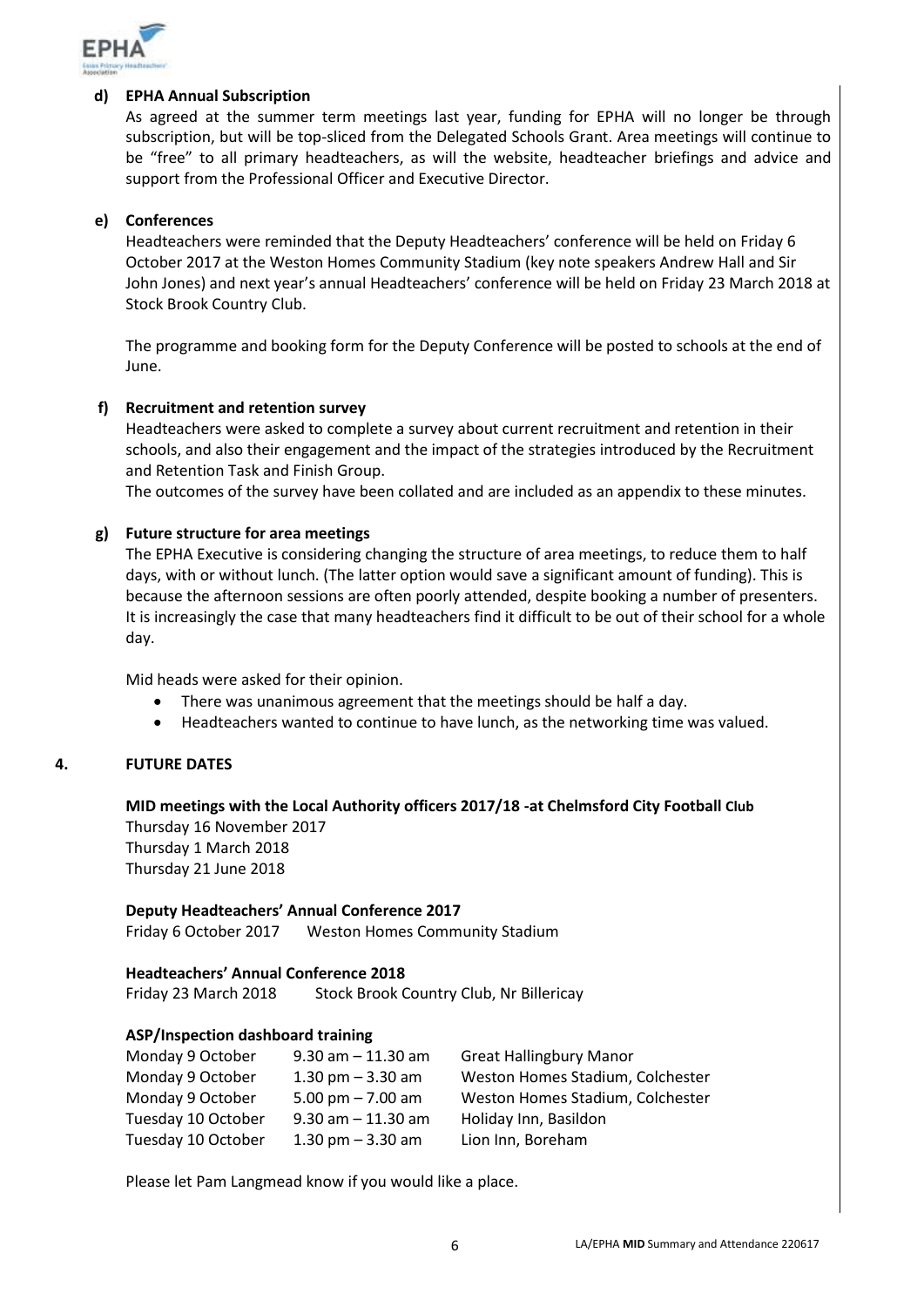**d) EPHA Annual Subscription**

As agreed at the summer term meetings last year, funding for EPHA will no longer be through subscription, but will be top-sliced from the Delegated Schools Grant. Area meetings will continue to be "free" to all primary headteachers, as will the website, headteacher briefings and advice and support from the Professional Officer and Executive Director.

**e) Conferences**

Headteachers were reminded that the Deputy Headteachers' conference will be held on Friday 6 October 2017 at the Weston Homes Community Stadium (key note speakers Andrew Hall and Sir John Jones) and next year's annual Headteachers' conference will be held on Friday 23 March 2018 at Stock Brook Country Club.

The programme and booking form for the Deputy Conference will be posted to schools at the end of June.

**f) Recruitment and retention survey**

Headteachers were asked to complete a survey about current recruitment and retention in their schools, and also their engagement and the impact of the strategies introduced by the Recruitment and Retention Task and Finish Group.

The outcomes of the survey have been collated and are included as an appendix to these minutes.

**g) Future structure for area meetings**

The EPHA Executive is considering changing the structure of area meetings, to reduce them to half days, with or without lunch. (The latter option would save a significant amount of funding). This is because the afternoon sessions are often poorly attended, despite booking a number of presenters. It is increasingly the case that many headteachers find it difficult to be out of their school for a whole day.

Mid heads were asked for their opinion.

- There was unanimous agreement that the meetings should be half a day.
- Headteachers wanted to continue to have lunch, as the networking time was valued.

## 4. FUTURE DATES

**MID meetings with the Local Authority officers 2017/18 -at Chelmsford City Football Club**

Thursday 16 November 2017
Thursday 1 March 2018
Thursday 21 June 2018

**Deputy Headteachers' Annual Conference 2017**

Friday 6 October 2017 Weston Homes Community Stadium

**Headteachers' Annual Conference 2018**

Friday 23 March 2018 Stock Brook Country Club, Nr Billericay

**ASP/Inspection dashboard training**

| | | |
|---|---|---|
| Monday 9 October | 9.30 am – 11.30 am | Great Hallingbury Manor |
| Monday 9 October | 1.30 pm – 3.30 am | Weston Homes Stadium, Colchester |
| Monday 9 October | 5.00 pm – 7.00 am | Weston Homes Stadium, Colchester |
| Tuesday 10 October | 9.30 am – 11.30 am | Holiday Inn, Basildon |
| Tuesday 10 October | 1.30 pm – 3.30 am | Lion Inn, Boreham |

Please let Pam Langmead know if you would like a place.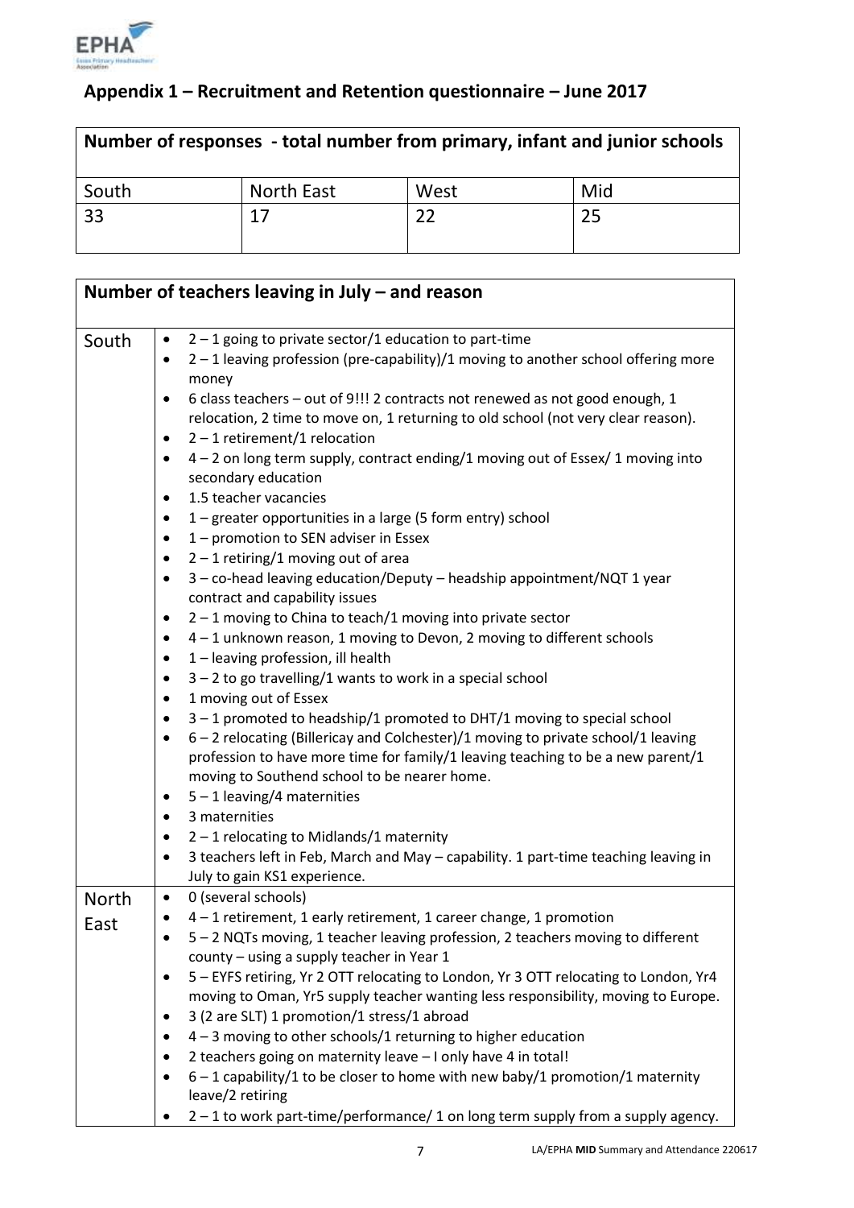## Appendix 1 – Recruitment and Retention questionnaire – June 2017

| Number of responses - total number from primary, infant and junior schools | | | |
|---|---|---|---|
| South | North East | West | Mid |
| 33 | 17 | 22 | 25 |

| Number of teachers leaving in July – and reason | |
|---|---|
| South | • 2 – 1 going to private sector/1 education to part-time<br>• 2 – 1 leaving profession (pre-capability)/1 moving to another school offering more money<br>• 6 class teachers – out of 9!!! 2 contracts not renewed as not good enough, 1 relocation, 2 time to move on, 1 returning to old school (not very clear reason).<br>• 2 – 1 retirement/1 relocation<br>• 4 – 2 on long term supply, contract ending/1 moving out of Essex/ 1 moving into secondary education<br>• 1.5 teacher vacancies<br>• 1 – greater opportunities in a large (5 form entry) school<br>• 1 – promotion to SEN adviser in Essex<br>• 2 – 1 retiring/1 moving out of area<br>• 3 – co-head leaving education/Deputy – headship appointment/NQT 1 year contract and capability issues<br>• 2 – 1 moving to China to teach/1 moving into private sector<br>• 4 – 1 unknown reason, 1 moving to Devon, 2 moving to different schools<br>• 1 – leaving profession, ill health<br>• 3 – 2 to go travelling/1 wants to work in a special school<br>• 1 moving out of Essex<br>• 3 – 1 promoted to headship/1 promoted to DHT/1 moving to special school<br>• 6 – 2 relocating (Billericay and Colchester)/1 moving to private school/1 leaving profession to have more time for family/1 leaving teaching to be a new parent/1 moving to Southend school to be nearer home.<br>• 5 – 1 leaving/4 maternities<br>• 3 maternities<br>• 2 – 1 relocating to Midlands/1 maternity<br>• 3 teachers left in Feb, March and May – capability. 1 part-time teaching leaving in July to gain KS1 experience. |
| North East | • 0 (several schools)<br>• 4 – 1 retirement, 1 early retirement, 1 career change, 1 promotion<br>• 5 – 2 NQTs moving, 1 teacher leaving profession, 2 teachers moving to different county – using a supply teacher in Year 1<br>• 5 – EYFS retiring, Yr 2 OTT relocating to London, Yr 3 OTT relocating to London, Yr4 moving to Oman, Yr5 supply teacher wanting less responsibility, moving to Europe.<br>• 3 (2 are SLT) 1 promotion/1 stress/1 abroad<br>• 4 – 3 moving to other schools/1 returning to higher education<br>• 2 teachers going on maternity leave – I only have 4 in total!<br>• 6 – 1 capability/1 to be closer to home with new baby/1 promotion/1 maternity leave/2 retiring<br>• 2 – 1 to work part-time/performance/ 1 on long term supply from a supply agency. |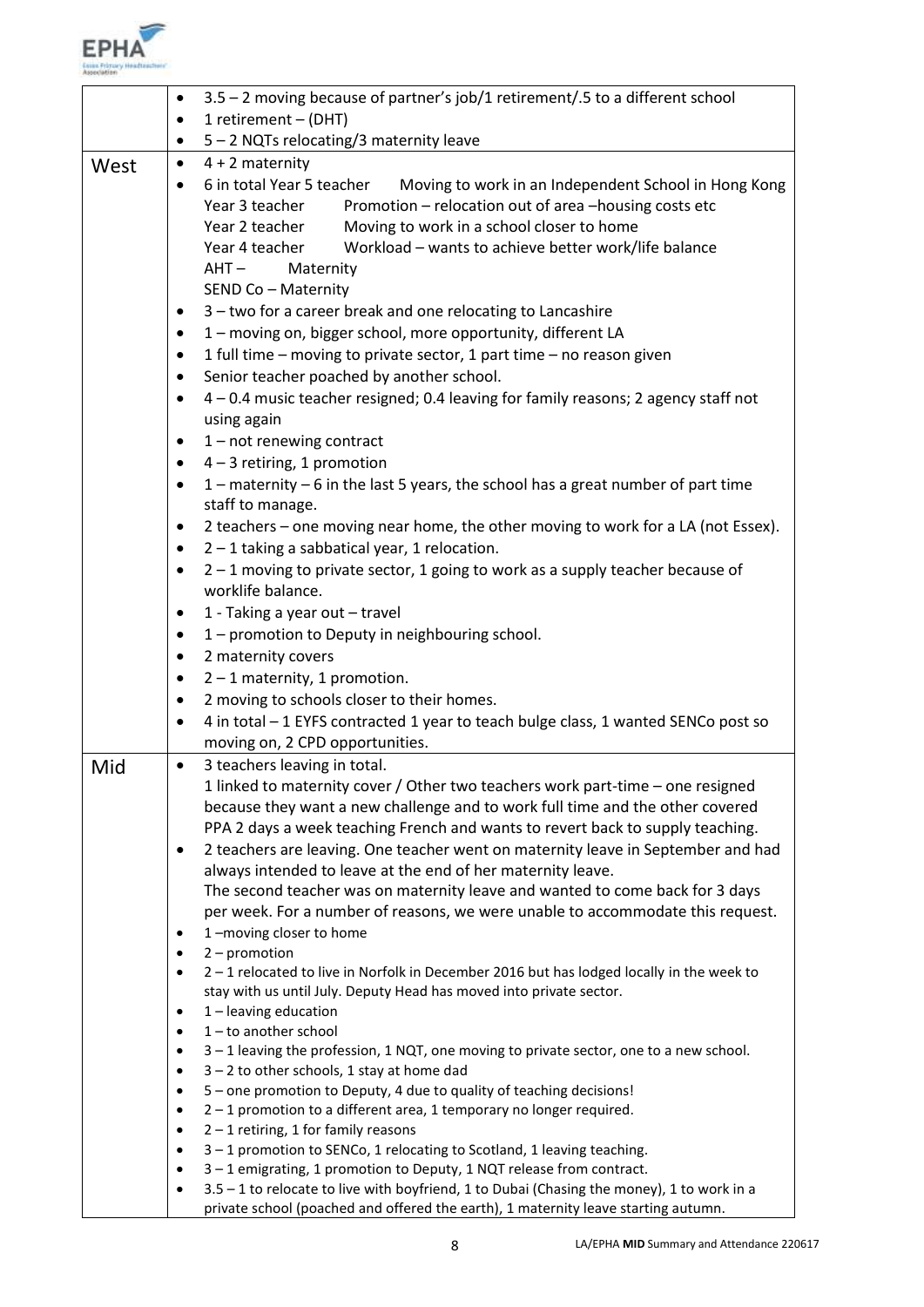| | |
|---|---|
| | • 3.5 – 2 moving because of partner's job/1 retirement/.5 to a different school<br>• 1 retirement – (DHT)<br>• 5 – 2 NQTs relocating/3 maternity leave |
| West | • 4 + 2 maternity<br>• 6 in total Year 5 teacher Moving to work in an Independent School in Hong Kong<br>Year 3 teacher Promotion – relocation out of area –housing costs etc<br>Year 2 teacher Moving to work in a school closer to home<br>Year 4 teacher Workload – wants to achieve better work/life balance<br>AHT – Maternity<br>SEND Co – Maternity<br>• 3 – two for a career break and one relocating to Lancashire<br>• 1 – moving on, bigger school, more opportunity, different LA<br>• 1 full time – moving to private sector, 1 part time – no reason given<br>• Senior teacher poached by another school.<br>• 4 – 0.4 music teacher resigned; 0.4 leaving for family reasons; 2 agency staff not using again<br>• 1 – not renewing contract<br>• 4 – 3 retiring, 1 promotion<br>• 1 – maternity – 6 in the last 5 years, the school has a great number of part time staff to manage.<br>• 2 teachers – one moving near home, the other moving to work for a LA (not Essex).<br>• 2 – 1 taking a sabbatical year, 1 relocation.<br>• 2 – 1 moving to private sector, 1 going to work as a supply teacher because of worklife balance.<br>• 1 - Taking a year out – travel<br>• 1 – promotion to Deputy in neighbouring school.<br>• 2 maternity covers<br>• 2 – 1 maternity, 1 promotion.<br>• 2 moving to schools closer to their homes.<br>• 4 in total – 1 EYFS contracted 1 year to teach bulge class, 1 wanted SENCo post so moving on, 2 CPD opportunities. |
| Mid | • 3 teachers leaving in total.<br>1 linked to maternity cover / Other two teachers work part-time – one resigned because they want a new challenge and to work full time and the other covered PPA 2 days a week teaching French and wants to revert back to supply teaching.<br>• 2 teachers are leaving. One teacher went on maternity leave in September and had always intended to leave at the end of her maternity leave.<br>The second teacher was on maternity leave and wanted to come back for 3 days per week. For a number of reasons, we were unable to accommodate this request.<br>• 1 –moving closer to home<br>• 2 – promotion<br>• 2 – 1 relocated to live in Norfolk in December 2016 but has lodged locally in the week to stay with us until July. Deputy Head has moved into private sector.<br>• 1 – leaving education<br>• 1 – to another school<br>• 3 – 1 leaving the profession, 1 NQT, one moving to private sector, one to a new school.<br>• 3 – 2 to other schools, 1 stay at home dad<br>• 5 – one promotion to Deputy, 4 due to quality of teaching decisions!<br>• 2 – 1 promotion to a different area, 1 temporary no longer required.<br>• 2 – 1 retiring, 1 for family reasons<br>• 3 – 1 promotion to SENCo, 1 relocating to Scotland, 1 leaving teaching.<br>• 3 – 1 emigrating, 1 promotion to Deputy, 1 NQT release from contract.<br>• 3.5 – 1 to relocate to live with boyfriend, 1 to Dubai (Chasing the money), 1 to work in a private school (poached and offered the earth), 1 maternity leave starting autumn. |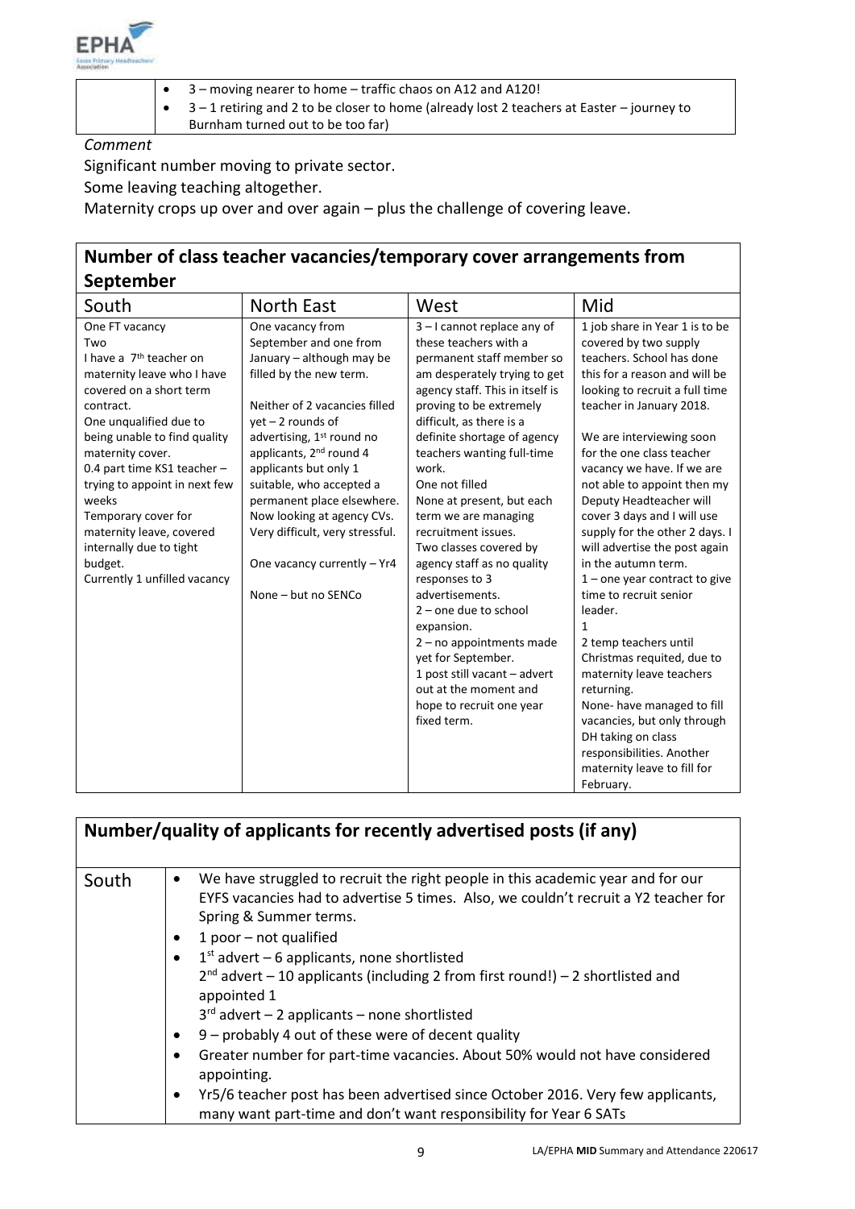| | |
|---|---|
| | • 3 – moving nearer to home – traffic chaos on A12 and A120!<br>• 3 – 1 retiring and 2 to be closer to home (already lost 2 teachers at Easter – journey to Burnham turned out to be too far) |

*Comment*

Significant number moving to private sector.

Some leaving teaching altogether.

Maternity crops up over and over again – plus the challenge of covering leave.

## Number of class teacher vacancies/temporary cover arrangements from September

| South | North East | West | Mid |
|---|---|---|---|
| One FT vacancy<br>Two<br>I have a 7th teacher on maternity leave who I have covered on a short term contract.<br>One unqualified due to being unable to find quality maternity cover.<br>0.4 part time KS1 teacher – trying to appoint in next few weeks<br>Temporary cover for maternity leave, covered internally due to tight budget.<br>Currently 1 unfilled vacancy | One vacancy from September and one from January – although may be filled by the new term.<br><br>Neither of 2 vacancies filled yet – 2 rounds of advertising, 1st round no applicants, 2nd round 4 applicants but only 1 suitable, who accepted a permanent place elsewhere. Now looking at agency CVs. Very difficult, very stressful.<br><br>One vacancy currently – Yr4<br><br>None – but no SENCo | 3 – I cannot replace any of these teachers with a permanent staff member so am desperately trying to get agency staff. This in itself is proving to be extremely difficult, as there is a definite shortage of agency teachers wanting full-time work.<br>One not filled<br>None at present, but each term we are managing recruitment issues.<br>Two classes covered by agency staff as no quality responses to 3 advertisements.<br>2 – one due to school expansion.<br>2 – no appointments made yet for September.<br>1 post still vacant – advert out at the moment and hope to recruit one year fixed term. | 1 job share in Year 1 is to be covered by two supply teachers. School has done this for a reason and will be looking to recruit a full time teacher in January 2018.<br><br>We are interviewing soon for the one class teacher vacancy we have. If we are not able to appoint then my Deputy Headteacher will cover 3 days and I will use supply for the other 2 days. I will advertise the post again in the autumn term.<br>1 – one year contract to give time to recruit senior leader.<br>1<br>2 temp teachers until Christmas requited, due to maternity leave teachers returning.<br>None- have managed to fill vacancies, but only through DH taking on class responsibilities. Another maternity leave to fill for February. |

## Number/quality of applicants for recently advertised posts (if any)

| | |
|---|---|
| South | • We have struggled to recruit the right people in this academic year and for our EYFS vacancies had to advertise 5 times. Also, we couldn't recruit a Y2 teacher for Spring & Summer terms.<br>• 1 poor – not qualified<br>• 1st advert – 6 applicants, none shortlisted<br>2nd advert – 10 applicants (including 2 from first round!) – 2 shortlisted and appointed 1<br>3rd advert – 2 applicants – none shortlisted<br>• 9 – probably 4 out of these were of decent quality<br>• Greater number for part-time vacancies. About 50% would not have considered appointing.<br>• Yr5/6 teacher post has been advertised since October 2016. Very few applicants, many want part-time and don't want responsibility for Year 6 SATs |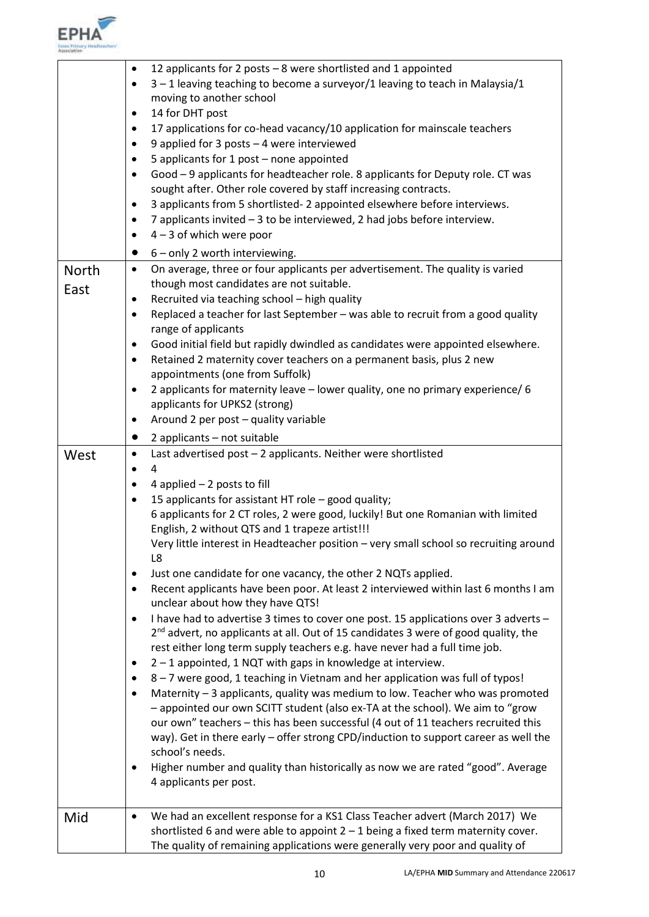| | |
|---|---|
| | • 12 applicants for 2 posts – 8 were shortlisted and 1 appointed<br>• 3 – 1 leaving teaching to become a surveyor/1 leaving to teach in Malaysia/1 moving to another school<br>• 14 for DHT post<br>• 17 applications for co-head vacancy/10 application for mainscale teachers<br>• 9 applied for 3 posts – 4 were interviewed<br>• 5 applicants for 1 post – none appointed<br>• Good – 9 applicants for headteacher role. 8 applicants for Deputy role. CT was sought after. Other role covered by staff increasing contracts.<br>• 3 applicants from 5 shortlisted- 2 appointed elsewhere before interviews.<br>• 7 applicants invited – 3 to be interviewed, 2 had jobs before interview.<br>• 4 – 3 of which were poor<br>• 6 – only 2 worth interviewing. |
| North East | • On average, three or four applicants per advertisement. The quality is varied though most candidates are not suitable.<br>• Recruited via teaching school – high quality<br>• Replaced a teacher for last September – was able to recruit from a good quality range of applicants<br>• Good initial field but rapidly dwindled as candidates were appointed elsewhere.<br>• Retained 2 maternity cover teachers on a permanent basis, plus 2 new appointments (one from Suffolk)<br>• 2 applicants for maternity leave – lower quality, one no primary experience/ 6 applicants for UPKS2 (strong)<br>• Around 2 per post – quality variable<br>• 2 applicants – not suitable |
| West | • Last advertised post – 2 applicants. Neither were shortlisted<br>• 4<br>• 4 applied – 2 posts to fill<br>• 15 applicants for assistant HT role – good quality;<br>6 applicants for 2 CT roles, 2 were good, luckily! But one Romanian with limited English, 2 without QTS and 1 trapeze artist!!!<br>Very little interest in Headteacher position – very small school so recruiting around L8<br>• Just one candidate for one vacancy, the other 2 NQTs applied.<br>• Recent applicants have been poor. At least 2 interviewed within last 6 months I am unclear about how they have QTS!<br>• I have had to advertise 3 times to cover one post. 15 applications over 3 adverts – 2nd advert, no applicants at all. Out of 15 candidates 3 were of good quality, the rest either long term supply teachers e.g. have never had a full time job.<br>• 2 – 1 appointed, 1 NQT with gaps in knowledge at interview.<br>• 8 – 7 were good, 1 teaching in Vietnam and her application was full of typos!<br>• Maternity – 3 applicants, quality was medium to low. Teacher who was promoted – appointed our own SCITT student (also ex-TA at the school). We aim to "grow our own" teachers – this has been successful (4 out of 11 teachers recruited this way). Get in there early – offer strong CPD/induction to support career as well the school's needs.<br>• Higher number and quality than historically as now we are rated "good". Average 4 applicants per post. |
| Mid | • We had an excellent response for a KS1 Class Teacher advert (March 2017) We shortlisted 6 and were able to appoint 2 – 1 being a fixed term maternity cover. The quality of remaining applications were generally very poor and quality of |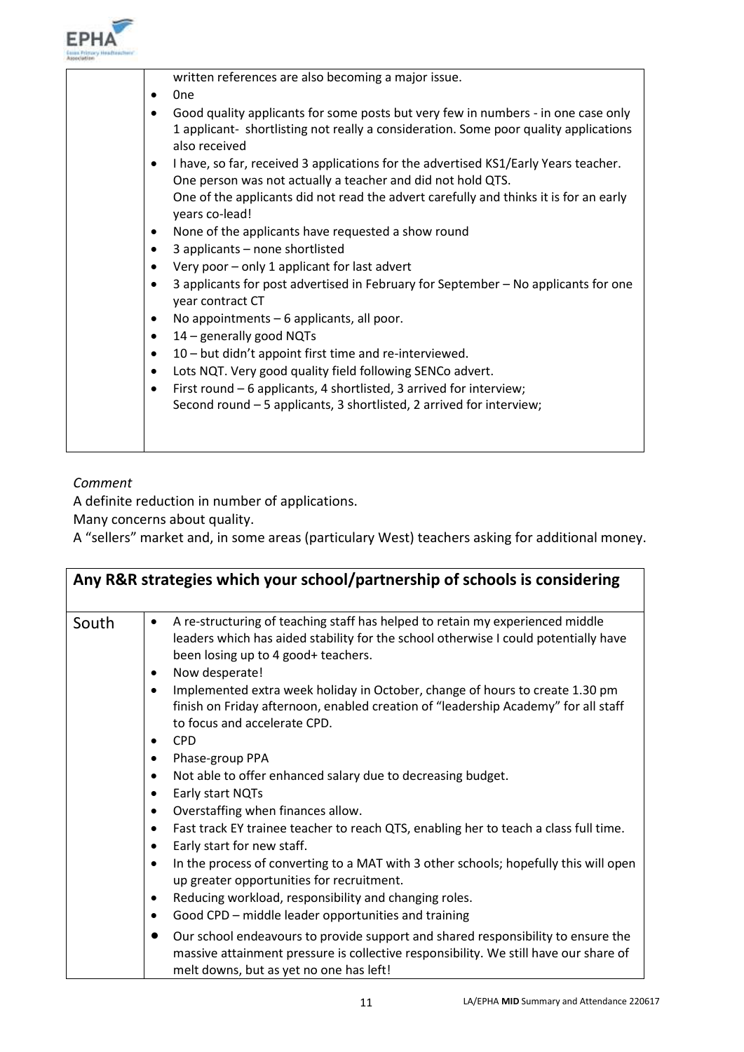| | |
|---|---|
| | written references are also becoming a major issue.<br>• 0ne<br>• Good quality applicants for some posts but very few in numbers - in one case only 1 applicant- shortlisting not really a consideration. Some poor quality applications also received<br>• I have, so far, received 3 applications for the advertised KS1/Early Years teacher. One person was not actually a teacher and did not hold QTS. One of the applicants did not read the advert carefully and thinks it is for an early years co-lead!<br>• None of the applicants have requested a show round<br>• 3 applicants – none shortlisted<br>• Very poor – only 1 applicant for last advert<br>• 3 applicants for post advertised in February for September – No applicants for one year contract CT<br>• No appointments – 6 applicants, all poor.<br>• 14 – generally good NQTs<br>• 10 – but didn't appoint first time and re-interviewed.<br>• Lots NQT. Very good quality field following SENCo advert.<br>• First round – 6 applicants, 4 shortlisted, 3 arrived for interview; Second round – 5 applicants, 3 shortlisted, 2 arrived for interview; |

*Comment*

A definite reduction in number of applications.

Many concerns about quality.

A "sellers" market and, in some areas (particulary West) teachers asking for additional money.

| **Any R&R strategies which your school/partnership of schools is considering** | |
|---|---|
| South | • A re-structuring of teaching staff has helped to retain my experienced middle leaders which has aided stability for the school otherwise I could potentially have been losing up to 4 good+ teachers.<br>• Now desperate!<br>• Implemented extra week holiday in October, change of hours to create 1.30 pm finish on Friday afternoon, enabled creation of "leadership Academy" for all staff to focus and accelerate CPD.<br>• CPD<br>• Phase-group PPA<br>• Not able to offer enhanced salary due to decreasing budget.<br>• Early start NQTs<br>• Overstaffing when finances allow.<br>• Fast track EY trainee teacher to reach QTS, enabling her to teach a class full time.<br>• Early start for new staff.<br>• In the process of converting to a MAT with 3 other schools; hopefully this will open up greater opportunities for recruitment.<br>• Reducing workload, responsibility and changing roles.<br>• Good CPD – middle leader opportunities and training<br>• Our school endeavours to provide support and shared responsibility to ensure the massive attainment pressure is collective responsibility. We still have our share of melt downs, but as yet no one has left! |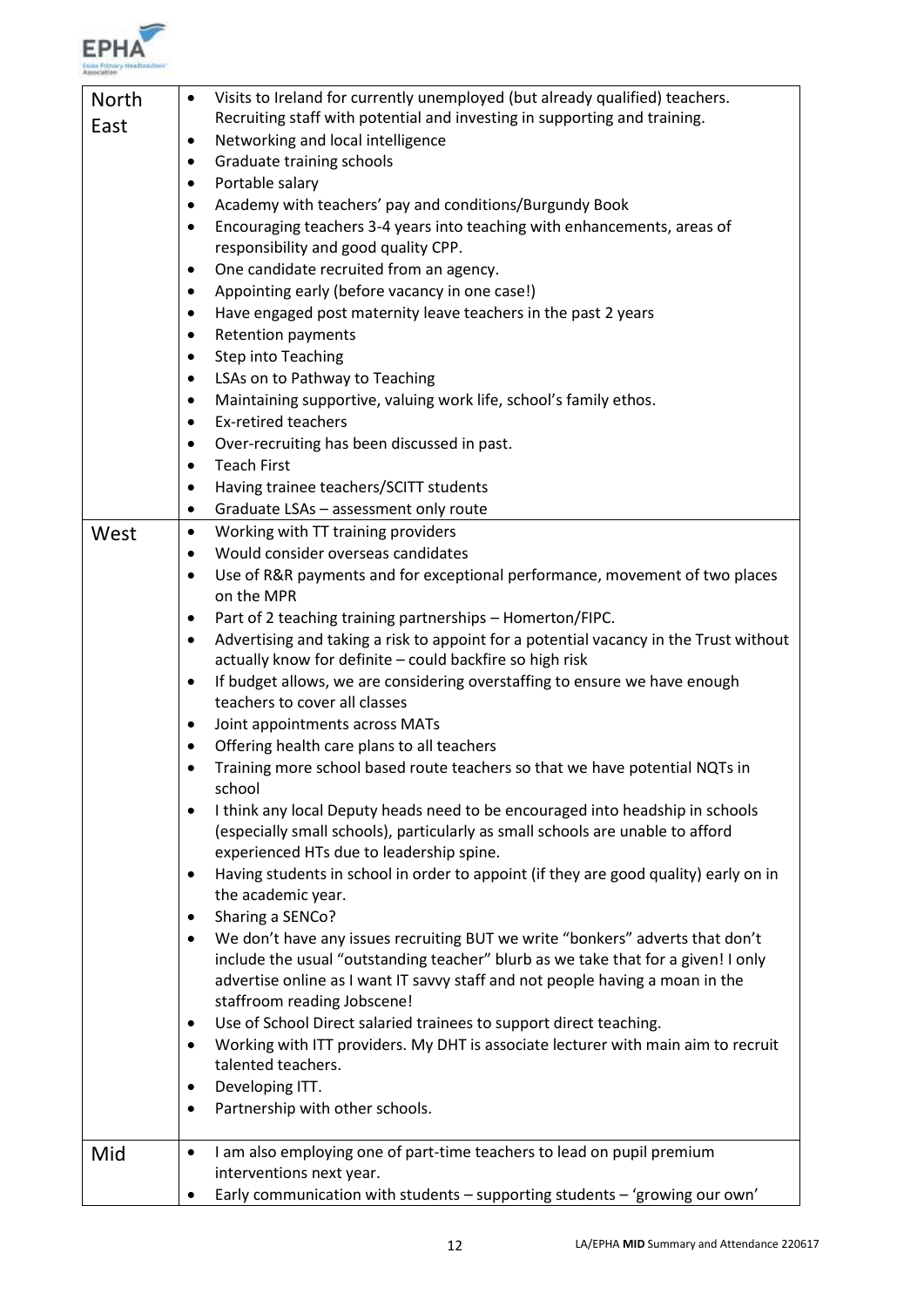| | |
|---|---|
| North East | • Visits to Ireland for currently unemployed (but already qualified) teachers. Recruiting staff with potential and investing in supporting and training.<br>• Networking and local intelligence<br>• Graduate training schools<br>• Portable salary<br>• Academy with teachers' pay and conditions/Burgundy Book<br>• Encouraging teachers 3-4 years into teaching with enhancements, areas of responsibility and good quality CPP.<br>• One candidate recruited from an agency.<br>• Appointing early (before vacancy in one case!)<br>• Have engaged post maternity leave teachers in the past 2 years<br>• Retention payments<br>• Step into Teaching<br>• LSAs on to Pathway to Teaching<br>• Maintaining supportive, valuing work life, school's family ethos.<br>• Ex-retired teachers<br>• Over-recruiting has been discussed in past.<br>• Teach First<br>• Having trainee teachers/SCITT students<br>• Graduate LSAs – assessment only route |
| West | • Working with TT training providers<br>• Would consider overseas candidates<br>• Use of R&R payments and for exceptional performance, movement of two places on the MPR<br>• Part of 2 teaching training partnerships – Homerton/FIPC.<br>• Advertising and taking a risk to appoint for a potential vacancy in the Trust without actually know for definite – could backfire so high risk<br>• If budget allows, we are considering overstaffing to ensure we have enough teachers to cover all classes<br>• Joint appointments across MATs<br>• Offering health care plans to all teachers<br>• Training more school based route teachers so that we have potential NQTs in school<br>• I think any local Deputy heads need to be encouraged into headship in schools (especially small schools), particularly as small schools are unable to afford experienced HTs due to leadership spine.<br>• Having students in school in order to appoint (if they are good quality) early on in the academic year.<br>• Sharing a SENCo?<br>• We don't have any issues recruiting BUT we write "bonkers" adverts that don't include the usual "outstanding teacher" blurb as we take that for a given! I only advertise online as I want IT savvy staff and not people having a moan in the staffroom reading Jobscene!<br>• Use of School Direct salaried trainees to support direct teaching.<br>• Working with ITT providers. My DHT is associate lecturer with main aim to recruit talented teachers.<br>• Developing ITT.<br>• Partnership with other schools. |
| Mid | • I am also employing one of part-time teachers to lead on pupil premium interventions next year.<br>• Early communication with students – supporting students – 'growing our own' |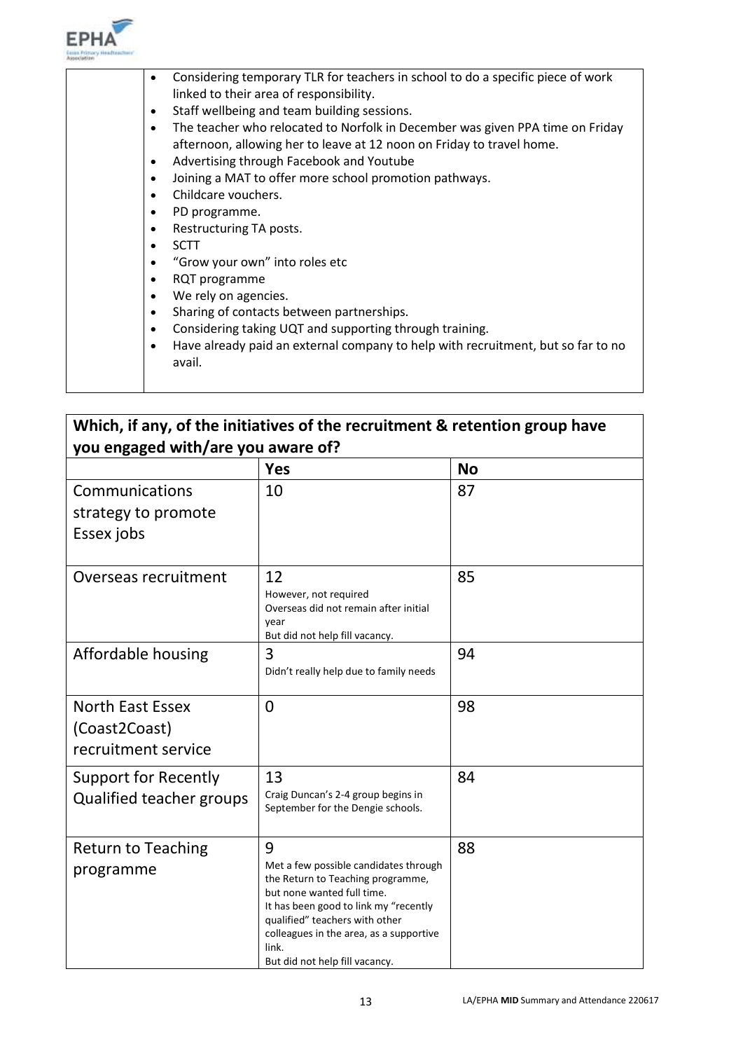|  | <ul><li>Considering temporary TLR for teachers in school to do a specific piece of work linked to their area of responsibility.</li><li>Staff wellbeing and team building sessions.</li><li>The teacher who relocated to Norfolk in December was given PPA time on Friday afternoon, allowing her to leave at 12 noon on Friday to travel home.</li><li>Advertising through Facebook and Youtube</li><li>Joining a MAT to offer more school promotion pathways.</li><li>Childcare vouchers.</li><li>PD programme.</li><li>Restructuring TA posts.</li><li>SCTT</li><li>"Grow your own" into roles etc</li><li>RQT programme</li><li>We rely on agencies.</li><li>Sharing of contacts between partnerships.</li><li>Considering taking UQT and supporting through training.</li><li>Have already paid an external company to help with recruitment, but so far to no avail.</li></ul> |
|---|---|

| **Which, if any, of the initiatives of the recruitment & retention group have you engaged with/are you aware of?** | | |
|---|---|---|
| | **Yes** | **No** |
| Communications strategy to promote Essex jobs | 10 | 87 |
| Overseas recruitment | 12<br>However, not required<br>Overseas did not remain after initial year<br>But did not help fill vacancy. | 85 |
| Affordable housing | 3<br>Didn't really help due to family needs | 94 |
| North East Essex (Coast2Coast) recruitment service | 0 | 98 |
| Support for Recently Qualified teacher groups | 13<br>Craig Duncan's 2-4 group begins in September for the Dengie schools. | 84 |
| Return to Teaching programme | 9<br>Met a few possible candidates through the Return to Teaching programme, but none wanted full time.<br>It has been good to link my "recently qualified" teachers with other colleagues in the area, as a supportive link.<br>But did not help fill vacancy. | 88 |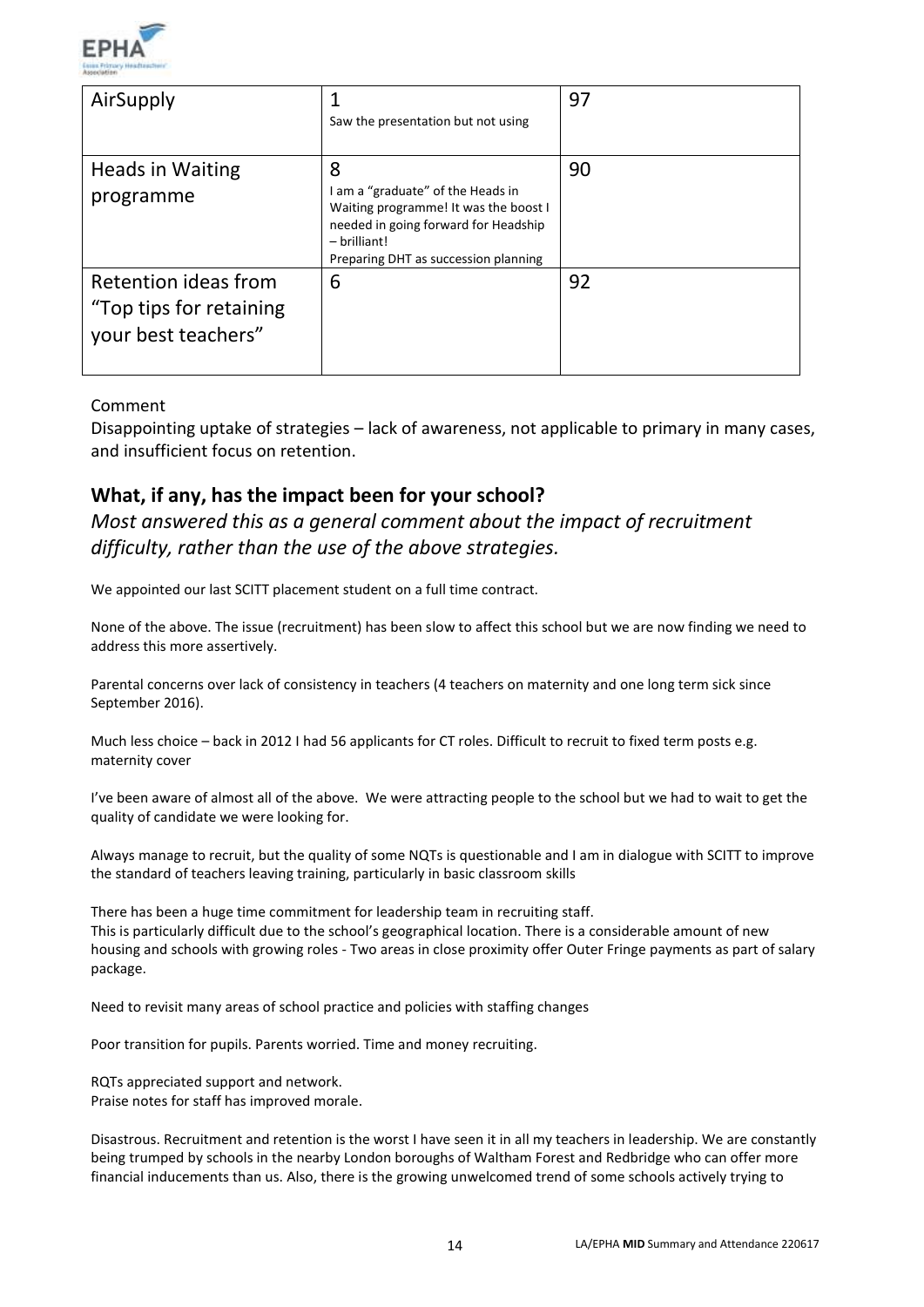| AirSupply | 1<br>Saw the presentation but not using | 97 |
|---|---|---|
| Heads in Waiting programme | 8<br>I am a "graduate" of the Heads in Waiting programme! It was the boost I needed in going forward for Headship – brilliant!<br>Preparing DHT as succession planning | 90 |
| Retention ideas from "Top tips for retaining your best teachers" | 6 | 92 |

Comment

Disappointing uptake of strategies – lack of awareness, not applicable to primary in many cases, and insufficient focus on retention.

## What, if any, has the impact been for your school?

*Most answered this as a general comment about the impact of recruitment difficulty, rather than the use of the above strategies.*

We appointed our last SCITT placement student on a full time contract.

None of the above. The issue (recruitment) has been slow to affect this school but we are now finding we need to address this more assertively.

Parental concerns over lack of consistency in teachers (4 teachers on maternity and one long term sick since September 2016).

Much less choice – back in 2012 I had 56 applicants for CT roles. Difficult to recruit to fixed term posts e.g. maternity cover

I've been aware of almost all of the above. We were attracting people to the school but we had to wait to get the quality of candidate we were looking for.

Always manage to recruit, but the quality of some NQTs is questionable and I am in dialogue with SCITT to improve the standard of teachers leaving training, particularly in basic classroom skills

There has been a huge time commitment for leadership team in recruiting staff.
This is particularly difficult due to the school's geographical location. There is a considerable amount of new housing and schools with growing roles - Two areas in close proximity offer Outer Fringe payments as part of salary package.

Need to revisit many areas of school practice and policies with staffing changes

Poor transition for pupils. Parents worried. Time and money recruiting.

RQTs appreciated support and network.
Praise notes for staff has improved morale.

Disastrous. Recruitment and retention is the worst I have seen it in all my teachers in leadership. We are constantly being trumped by schools in the nearby London boroughs of Waltham Forest and Redbridge who can offer more financial inducements than us. Also, there is the growing unwelcomed trend of some schools actively trying to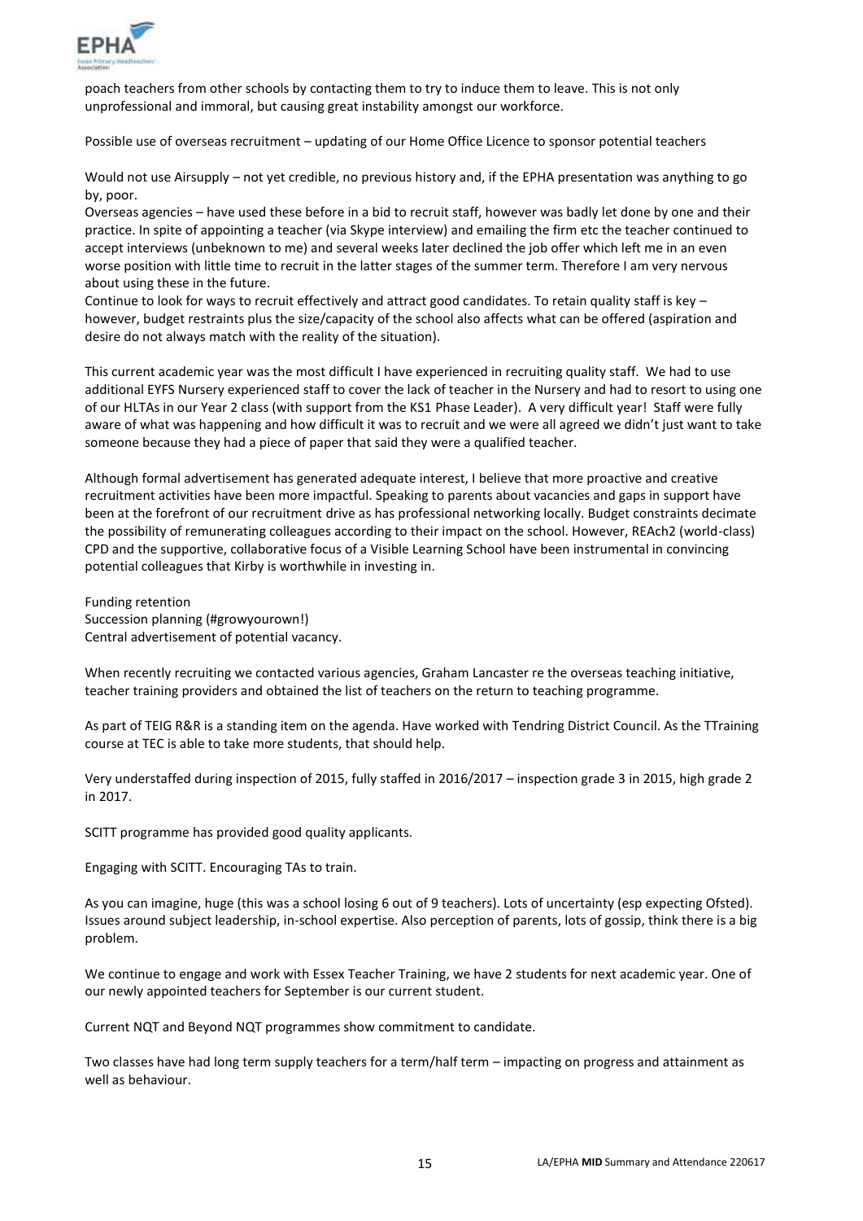poach teachers from other schools by contacting them to try to induce them to leave. This is not only unprofessional and immoral, but causing great instability amongst our workforce.

Possible use of overseas recruitment – updating of our Home Office Licence to sponsor potential teachers

Would not use Airsupply – not yet credible, no previous history and, if the EPHA presentation was anything to go by, poor.
Overseas agencies – have used these before in a bid to recruit staff, however was badly let done by one and their practice. In spite of appointing a teacher (via Skype interview) and emailing the firm etc the teacher continued to accept interviews (unbeknown to me) and several weeks later declined the job offer which left me in an even worse position with little time to recruit in the latter stages of the summer term. Therefore I am very nervous about using these in the future.
Continue to look for ways to recruit effectively and attract good candidates. To retain quality staff is key – however, budget restraints plus the size/capacity of the school also affects what can be offered (aspiration and desire do not always match with the reality of the situation).

This current academic year was the most difficult I have experienced in recruiting quality staff. We had to use additional EYFS Nursery experienced staff to cover the lack of teacher in the Nursery and had to resort to using one of our HLTAs in our Year 2 class (with support from the KS1 Phase Leader). A very difficult year! Staff were fully aware of what was happening and how difficult it was to recruit and we were all agreed we didn't just want to take someone because they had a piece of paper that said they were a qualified teacher.

Although formal advertisement has generated adequate interest, I believe that more proactive and creative recruitment activities have been more impactful. Speaking to parents about vacancies and gaps in support have been at the forefront of our recruitment drive as has professional networking locally. Budget constraints decimate the possibility of remunerating colleagues according to their impact on the school. However, REAch2 (world-class) CPD and the supportive, collaborative focus of a Visible Learning School have been instrumental in convincing potential colleagues that Kirby is worthwhile in investing in.

Funding retention
Succession planning (#growyourown!)
Central advertisement of potential vacancy.

When recently recruiting we contacted various agencies, Graham Lancaster re the overseas teaching initiative, teacher training providers and obtained the list of teachers on the return to teaching programme.

As part of TEIG R&R is a standing item on the agenda. Have worked with Tendring District Council. As the TTraining course at TEC is able to take more students, that should help.

Very understaffed during inspection of 2015, fully staffed in 2016/2017 – inspection grade 3 in 2015, high grade 2 in 2017.

SCITT programme has provided good quality applicants.

Engaging with SCITT. Encouraging TAs to train.

As you can imagine, huge (this was a school losing 6 out of 9 teachers). Lots of uncertainty (esp expecting Ofsted). Issues around subject leadership, in-school expertise. Also perception of parents, lots of gossip, think there is a big problem.

We continue to engage and work with Essex Teacher Training, we have 2 students for next academic year. One of our newly appointed teachers for September is our current student.

Current NQT and Beyond NQT programmes show commitment to candidate.

Two classes have had long term supply teachers for a term/half term – impacting on progress and attainment as well as behaviour.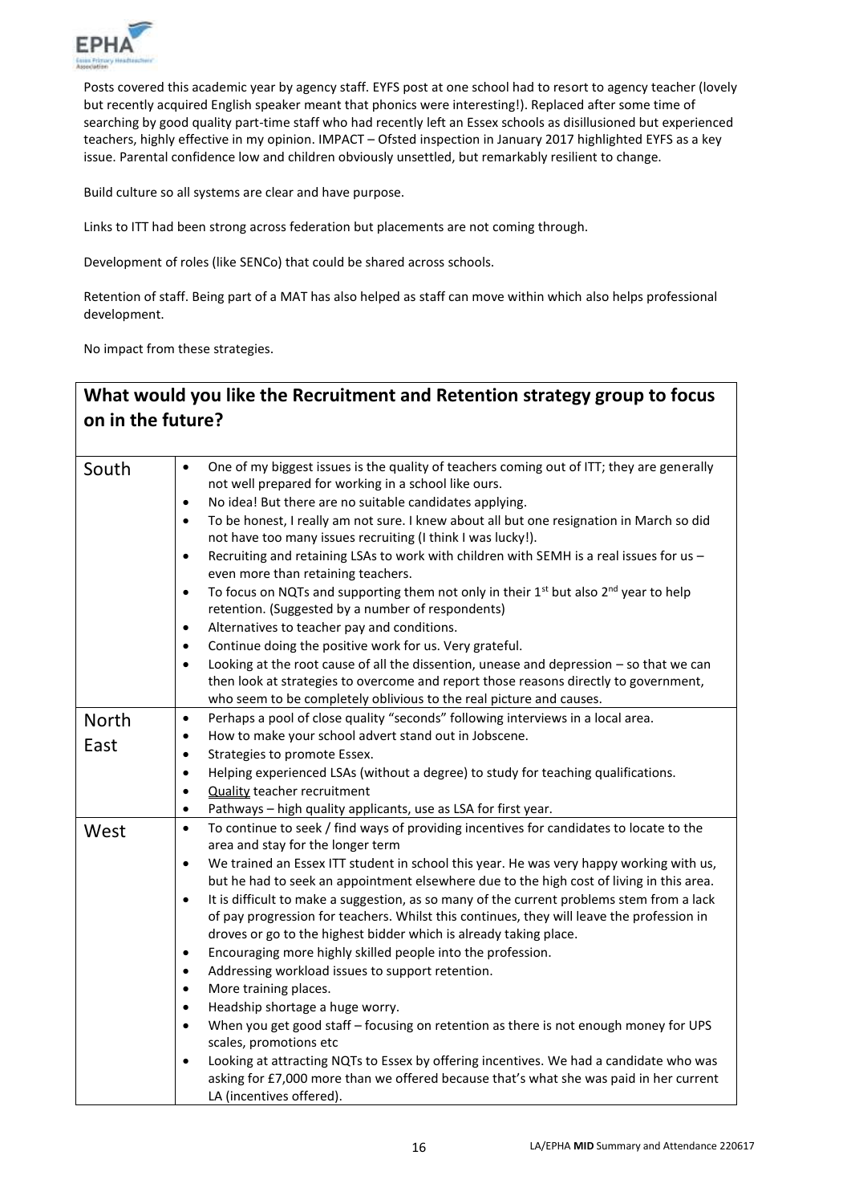Posts covered this academic year by agency staff. EYFS post at one school had to resort to agency teacher (lovely but recently acquired English speaker meant that phonics were interesting!). Replaced after some time of searching by good quality part-time staff who had recently left an Essex schools as disillusioned but experienced teachers, highly effective in my opinion. IMPACT – Ofsted inspection in January 2017 highlighted EYFS as a key issue. Parental confidence low and children obviously unsettled, but remarkably resilient to change.

Build culture so all systems are clear and have purpose.

Links to ITT had been strong across federation but placements are not coming through.

Development of roles (like SENCo) that could be shared across schools.

Retention of staff. Being part of a MAT has also helped as staff can move within which also helps professional development.

No impact from these strategies.

## What would you like the Recruitment and Retention strategy group to focus on in the future?

| | |
|---|---|
| South | • One of my biggest issues is the quality of teachers coming out of ITT; they are generally not well prepared for working in a school like ours.<br>• No idea! But there are no suitable candidates applying.<br>• To be honest, I really am not sure. I knew about all but one resignation in March so did not have too many issues recruiting (I think I was lucky!).<br>• Recruiting and retaining LSAs to work with children with SEMH is a real issues for us – even more than retaining teachers.<br>• To focus on NQTs and supporting them not only in their 1st but also 2nd year to help retention. (Suggested by a number of respondents)<br>• Alternatives to teacher pay and conditions.<br>• Continue doing the positive work for us. Very grateful.<br>• Looking at the root cause of all the dissention, unease and depression – so that we can then look at strategies to overcome and report those reasons directly to government, who seem to be completely oblivious to the real picture and causes. |
| North East | • Perhaps a pool of close quality "seconds" following interviews in a local area.<br>• How to make your school advert stand out in Jobscene.<br>• Strategies to promote Essex.<br>• Helping experienced LSAs (without a degree) to study for teaching qualifications.<br>• Quality teacher recruitment<br>• Pathways – high quality applicants, use as LSA for first year. |
| West | • To continue to seek / find ways of providing incentives for candidates to locate to the area and stay for the longer term<br>• We trained an Essex ITT student in school this year. He was very happy working with us, but he had to seek an appointment elsewhere due to the high cost of living in this area.<br>• It is difficult to make a suggestion, as so many of the current problems stem from a lack of pay progression for teachers. Whilst this continues, they will leave the profession in droves or go to the highest bidder which is already taking place.<br>• Encouraging more highly skilled people into the profession.<br>• Addressing workload issues to support retention.<br>• More training places.<br>• Headship shortage a huge worry.<br>• When you get good staff – focusing on retention as there is not enough money for UPS scales, promotions etc<br>• Looking at attracting NQTs to Essex by offering incentives. We had a candidate who was asking for £7,000 more than we offered because that's what she was paid in her current LA (incentives offered). |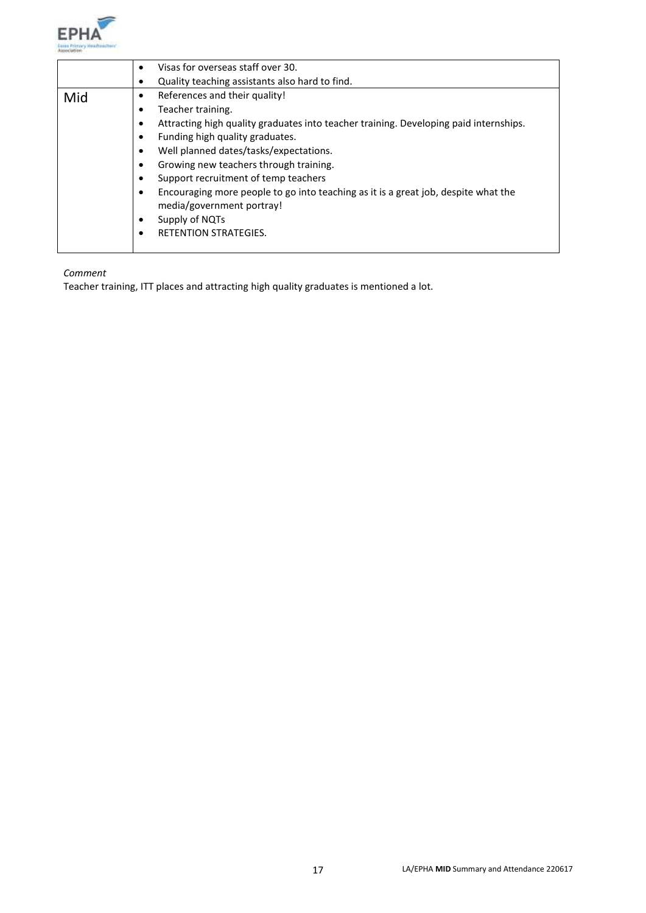| | |
|---|---|
| | • Visas for overseas staff over 30.<br>• Quality teaching assistants also hard to find. |
| Mid | • References and their quality!<br>• Teacher training.<br>• Attracting high quality graduates into teacher training. Developing paid internships.<br>• Funding high quality graduates.<br>• Well planned dates/tasks/expectations.<br>• Growing new teachers through training.<br>• Support recruitment of temp teachers<br>• Encouraging more people to go into teaching as it is a great job, despite what the media/government portray!<br>• Supply of NQTs<br>• RETENTION STRATEGIES. |

*Comment*

Teacher training, ITT places and attracting high quality graduates is mentioned a lot.